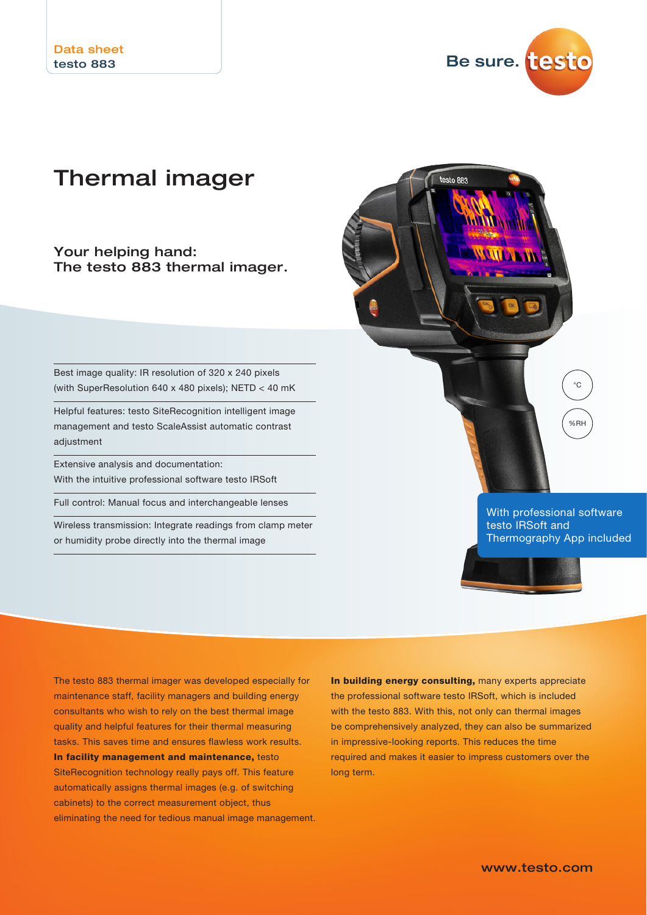Data sheet
testo 883

Be sure. testo

# Thermal imager

## Your helping hand: The testo 883 thermal imager.

- Best image quality: IR resolution of 320 x 240 pixels (with SuperResolution 640 x 480 pixels); NETD < 40 mK
- Helpful features: testo SiteRecognition intelligent image management and testo ScaleAssist automatic contrast adjustment
- Extensive analysis and documentation: With the intuitive professional software testo IRSoft
- Full control: Manual focus and interchangeable lenses
- Wireless transmission: Integrate readings from clamp meter or humidity probe directly into the thermal image

°C

%RH

With professional software testo IRSoft and Thermography App included

The testo 883 thermal imager was developed especially for maintenance staff, facility managers and building energy consultants who wish to rely on the best thermal image quality and helpful features for their thermal measuring tasks. This saves time and ensures flawless work results. **In facility management and maintenance,** testo SiteRecognition technology really pays off. This feature automatically assigns thermal images (e.g. of switching cabinets) to the correct measurement object, thus eliminating the need for tedious manual image management.

**In building energy consulting,** many experts appreciate the professional software testo IRSoft, which is included with the testo 883. With this, not only can thermal images be comprehensively analyzed, they can also be summarized in impressive-looking reports. This reduces the time required and makes it easier to impress customers over the long term.

www.testo.com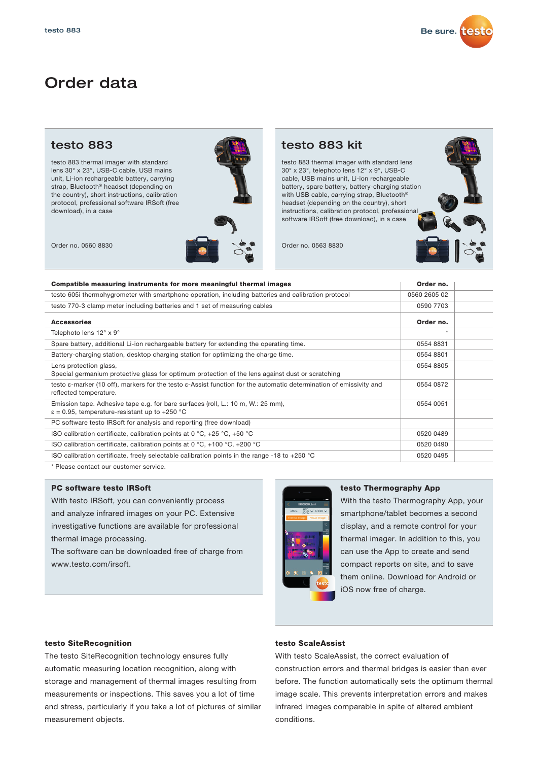# Order data

## testo 883

testo 883 thermal imager with standard lens 30° x 23°, USB-C cable, USB mains unit, Li-ion rechargeable battery, carrying strap, Bluetooth® headset (depending on the country), short instructions, calibration protocol, professional software IRSoft (free download), in a case

Order no. 0560 8830

## testo 883 kit

testo 883 thermal imager with standard lens 30° x 23°, telephoto lens 12° x 9°, USB-C cable, USB mains unit, Li-ion rechargeable battery, spare battery, battery-charging station with USB cable, carrying strap, Bluetooth® headset (depending on the country), short instructions, calibration protocol, professional software IRSoft (free download), in a case

Order no. 0563 8830

| **Compatible measuring instruments for more meaningful thermal images** | **Order no.** |
| --- | --- |
| testo 605i thermohygrometer with smartphone operation, including batteries and calibration protocol | 0560 2605 02 |
| testo 770-3 clamp meter including batteries and 1 set of measuring cables | 0590 7703 |

| **Accessories** | **Order no.** |
| --- | --- |
| Telephoto lens 12° x 9° | * |
| Spare battery, additional Li-ion rechargeable battery for extending the operating time. | 0554 8831 |
| Battery-charging station, desktop charging station for optimizing the charge time. | 0554 8801 |
| Lens protection glass,<br>Special germanium protective glass for optimum protection of the lens against dust or scratching | 0554 8805 |
| testo ε-marker (10 off), markers for the testo ε-Assist function for the automatic determination of emissivity and reflected temperature. | 0554 0872 |
| Emission tape. Adhesive tape e.g. for bare surfaces (roll, L.: 10 m, W.: 25 mm),<br>ε = 0.95, temperature-resistant up to +250 °C | 0554 0051 |
| PC software testo IRSoft for analysis and reporting (free download) | |
| ISO calibration certificate, calibration points at 0 °C, +25 °C, +50 °C | 0520 0489 |
| ISO calibration certificate, calibration points at 0 °C, +100 °C, +200 °C | 0520 0490 |
| ISO calibration certificate, freely selectable calibration points in the range -18 to +250 °C | 0520 0495 |

* Please contact our customer service.

### PC software testo IRSoft

With testo IRSoft, you can conveniently process and analyze infrared images on your PC. Extensive investigative functions are available for professional thermal image processing.
The software can be downloaded free of charge from www.testo.com/irsoft.

### testo Thermography App

With the testo Thermography App, your smartphone/tablet becomes a second display, and a remote control for your thermal imager. In addition to this, you can use the App to create and send compact reports on site, and to save them online. Download for Android or iOS now free of charge.

### testo SiteRecognition

The testo SiteRecognition technology ensures fully automatic measuring location recognition, along with storage and management of thermal images resulting from measurements or inspections. This saves you a lot of time and stress, particularly if you take a lot of pictures of similar measurement objects.

### testo ScaleAssist

With testo ScaleAssist, the correct evaluation of construction errors and thermal bridges is easier than ever before. The function automatically sets the optimum thermal image scale. This prevents interpretation errors and makes infrared images comparable in spite of altered ambient conditions.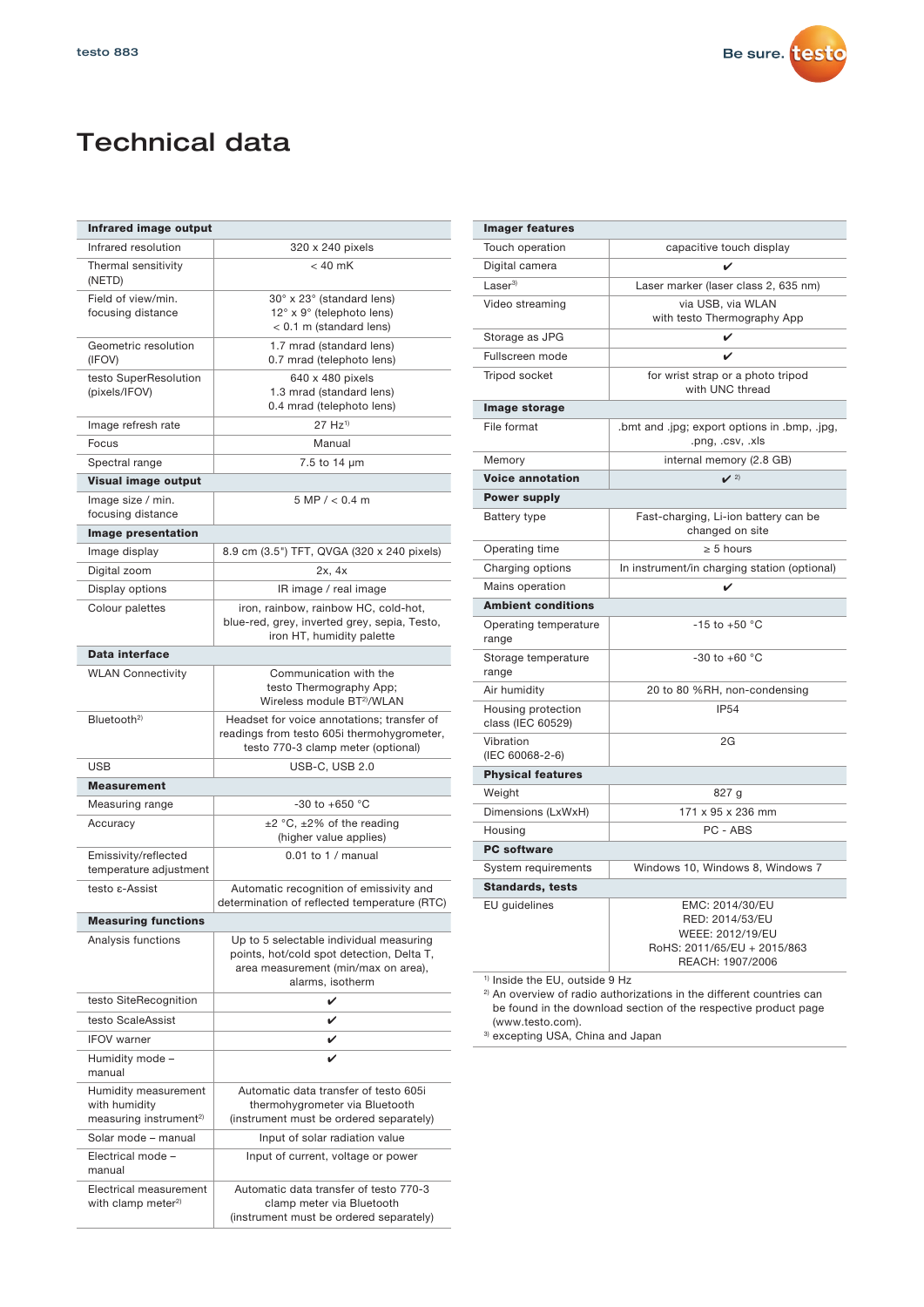# Technical data

| Infrared image output | |
|---|---|
| Infrared resolution | 320 x 240 pixels |
| Thermal sensitivity (NETD) | < 40 mK |
| Field of view/min. focusing distance | 30° x 23° (standard lens)<br>12° x 9° (telephoto lens)<br>< 0.1 m (standard lens) |
| Geometric resolution (IFOV) | 1.7 mrad (standard lens)<br>0.7 mrad (telephoto lens) |
| testo SuperResolution (pixels/IFOV) | 640 x 480 pixels<br>1.3 mrad (standard lens)<br>0.4 mrad (telephoto lens) |
| Image refresh rate | 27 Hz[1] |
| Focus | Manual |
| Spectral range | 7.5 to 14 µm |
| **Visual image output** | |
| Image size / min. focusing distance | 5 MP / < 0.4 m |
| **Image presentation** | |
| Image display | 8.9 cm (3.5") TFT, QVGA (320 x 240 pixels) |
| Digital zoom | 2x, 4x |
| Display options | IR image / real image |
| Colour palettes | iron, rainbow, rainbow HC, cold-hot, blue-red, grey, inverted grey, sepia, Testo, iron HT, humidity palette |
| **Data interface** | |
| WLAN Connectivity | Communication with the testo Thermography App; Wireless module BT[2]/WLAN |
| Bluetooth[2] | Headset for voice annotations; transfer of readings from testo 605i thermohygrometer, testo 770-3 clamp meter (optional) |
| USB | USB-C, USB 2.0 |
| **Measurement** | |
| Measuring range | -30 to +650 °C |
| Accuracy | ±2 °C, ±2% of the reading (higher value applies) |
| Emissivity/reflected temperature adjustment | 0.01 to 1 / manual |
| testo ε-Assist | Automatic recognition of emissivity and determination of reflected temperature (RTC) |
| **Measuring functions** | |
| Analysis functions | Up to 5 selectable individual measuring points, hot/cold spot detection, Delta T, area measurement (min/max on area), alarms, isotherm |
| testo SiteRecognition | ✔ |
| testo ScaleAssist | ✔ |
| IFOV warner | ✔ |
| Humidity mode – manual | ✔ |
| Humidity measurement with humidity measuring instrument[2] | Automatic data transfer of testo 605i thermohygrometer via Bluetooth (instrument must be ordered separately) |
| Solar mode – manual | Input of solar radiation value |
| Electrical mode – manual | Input of current, voltage or power |
| Electrical measurement with clamp meter[2] | Automatic data transfer of testo 770-3 clamp meter via Bluetooth (instrument must be ordered separately) |

| Imager features | |
|---|---|
| Touch operation | capacitive touch display |
| Digital camera | ✔ |
| Laser[3] | Laser marker (laser class 2, 635 nm) |
| Video streaming | via USB, via WLAN with testo Thermography App |
| Storage as JPG | ✔ |
| Fullscreen mode | ✔ |
| Tripod socket | for wrist strap or a photo tripod with UNC thread |
| **Image storage** | |
| File format | .bmt and .jpg; export options in .bmp, .jpg, .png, .csv, .xls |
| Memory | internal memory (2.8 GB) |
| **Voice annotation** | ✔ [2] |
| **Power supply** | |
| Battery type | Fast-charging, Li-ion battery can be changed on site |
| Operating time | ≥ 5 hours |
| Charging options | In instrument/in charging station (optional) |
| Mains operation | ✔ |
| **Ambient conditions** | |
| Operating temperature range | -15 to +50 °C |
| Storage temperature range | -30 to +60 °C |
| Air humidity | 20 to 80 %RH, non-condensing |
| Housing protection class (IEC 60529) | IP54 |
| Vibration (IEC 60068-2-6) | 2G |
| **Physical features** | |
| Weight | 827 g |
| Dimensions (LxWxH) | 171 x 95 x 236 mm |
| Housing | PC - ABS |
| **PC software** | |
| System requirements | Windows 10, Windows 8, Windows 7 |
| **Standards, tests** | |
| EU guidelines | EMC: 2014/30/EU<br>RED: 2014/53/EU<br>WEEE: 2012/19/EU<br>RoHS: 2011/65/EU + 2015/863<br>REACH: 1907/2006 |

[1] Inside the EU, outside 9 Hz
[2] An overview of radio authorizations in the different countries can be found in the download section of the respective product page (www.testo.com).
[3] excepting USA, China and Japan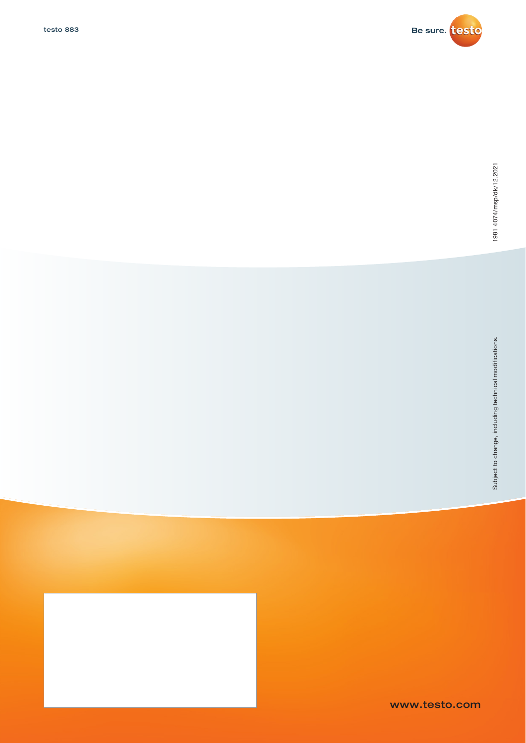testo 883

Be sure. testo

1981 4074/msp/dk/12.2021

Subject to change, including technical modifications.

www.testo.com